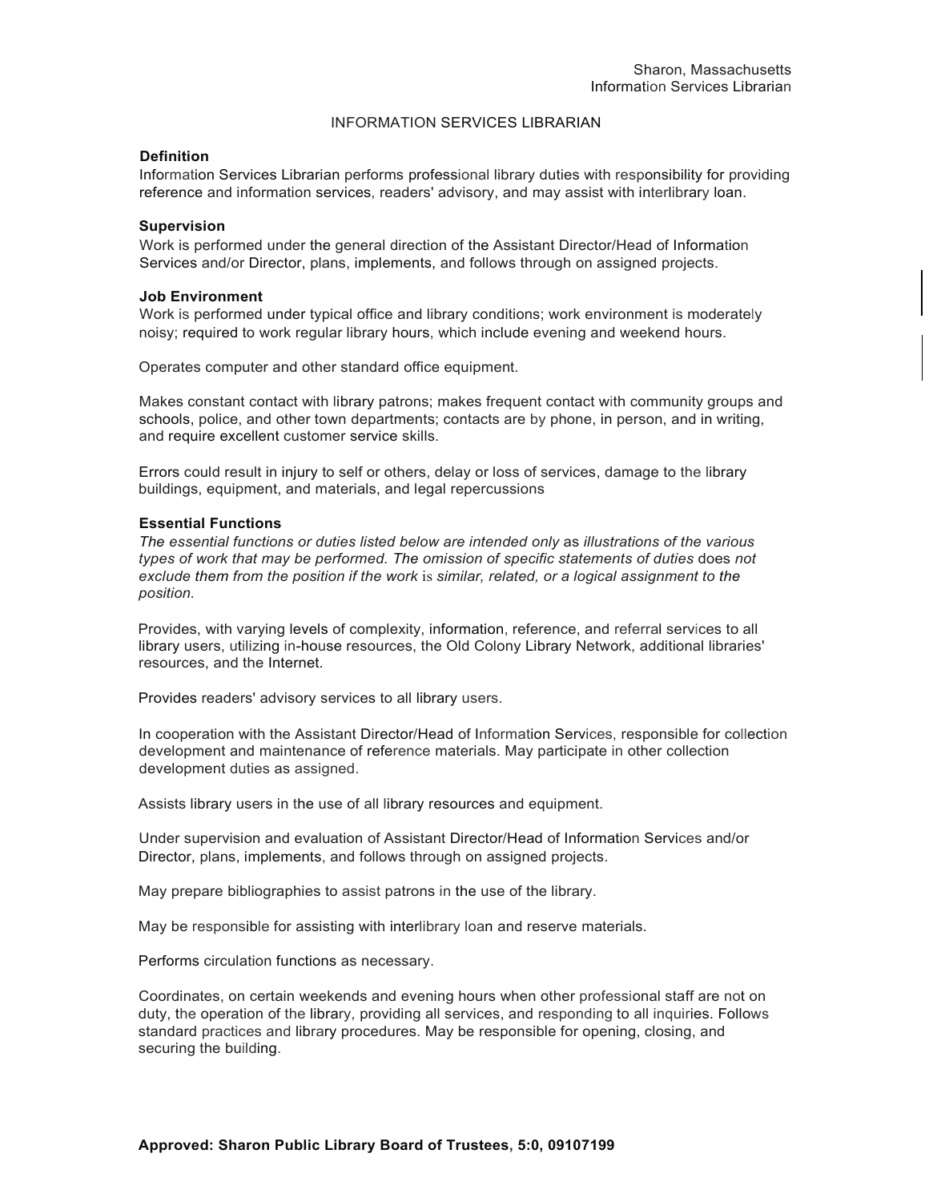Sharon, Massachusetts
Information Services Librarian

# INFORMATION SERVICES LIBRARIAN

**Definition**
Information Services Librarian performs professional library duties with responsibility for providing reference and information services, readers' advisory, and may assist with interlibrary loan.

**Supervision**
Work is performed under the general direction of the Assistant Director/Head of Information Services and/or Director, plans, implements, and follows through on assigned projects.

**Job Environment**
Work is performed under typical office and library conditions; work environment is moderately noisy; required to work regular library hours, which include evening and weekend hours.

Operates computer and other standard office equipment.

Makes constant contact with library patrons; makes frequent contact with community groups and schools, police, and other town departments; contacts are by phone, in person, and in writing, and require excellent customer service skills.

Errors could result in injury to self or others, delay or loss of services, damage to the library buildings, equipment, and materials, and legal repercussions

**Essential Functions**
*The essential functions or duties listed below are intended only as illustrations of the various types of work that may be performed. The omission of specific statements of duties does not exclude them from the position if the work is similar, related, or a logical assignment to the position.*

Provides, with varying levels of complexity, information, reference, and referral services to all library users, utilizing in-house resources, the Old Colony Library Network, additional libraries' resources, and the Internet.

Provides readers' advisory services to all library users.

In cooperation with the Assistant Director/Head of Information Services, responsible for collection development and maintenance of reference materials. May participate in other collection development duties as assigned.

Assists library users in the use of all library resources and equipment.

Under supervision and evaluation of Assistant Director/Head of Information Services and/or Director, plans, implements, and follows through on assigned projects.

May prepare bibliographies to assist patrons in the use of the library.

May be responsible for assisting with interlibrary loan and reserve materials.

Performs circulation functions as necessary.

Coordinates, on certain weekends and evening hours when other professional staff are not on duty, the operation of the library, providing all services, and responding to all inquiries. Follows standard practices and library procedures. May be responsible for opening, closing, and securing the building.

**Approved: Sharon Public Library Board of Trustees, 5:0, 09107199**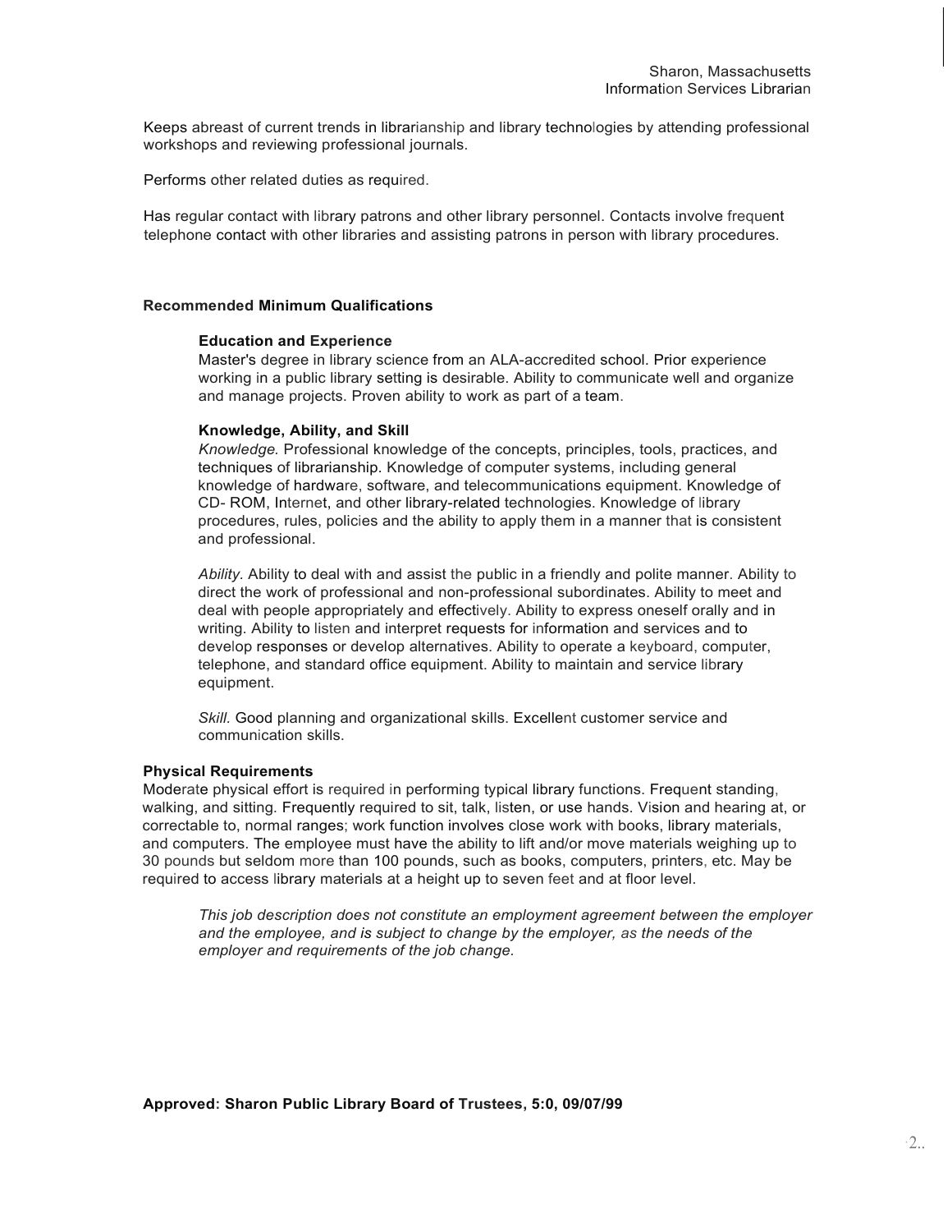Keeps abreast of current trends in librarianship and library technologies by attending professional workshops and reviewing professional journals.

Performs other related duties as required.

Has regular contact with library patrons and other library personnel. Contacts involve frequent telephone contact with other libraries and assisting patrons in person with library procedures.

**Recommended Minimum Qualifications**

**Education and Experience**

Master's degree in library science from an ALA-accredited school. Prior experience working in a public library setting is desirable. Ability to communicate well and organize and manage projects. Proven ability to work as part of a team.

**Knowledge, Ability, and Skill**

*Knowledge.* Professional knowledge of the concepts, principles, tools, practices, and techniques of librarianship. Knowledge of computer systems, including general knowledge of hardware, software, and telecommunications equipment. Knowledge of CD- ROM, Internet, and other library-related technologies. Knowledge of library procedures, rules, policies and the ability to apply them in a manner that is consistent and professional.

*Ability.* Ability to deal with and assist the public in a friendly and polite manner. Ability to direct the work of professional and non-professional subordinates. Ability to meet and deal with people appropriately and effectively. Ability to express oneself orally and in writing. Ability to listen and interpret requests for information and services and to develop responses or develop alternatives. Ability to operate a keyboard, computer, telephone, and standard office equipment. Ability to maintain and service library equipment.

*Skill.* Good planning and organizational skills. Excellent customer service and communication skills.

**Physical Requirements**

Moderate physical effort is required in performing typical library functions. Frequent standing, walking, and sitting. Frequently required to sit, talk, listen, or use hands. Vision and hearing at, or correctable to, normal ranges; work function involves close work with books, library materials, and computers. The employee must have the ability to lift and/or move materials weighing up to 30 pounds but seldom more than 100 pounds, such as books, computers, printers, etc. May be required to access library materials at a height up to seven feet and at floor level.

*This job description does not constitute an employment agreement between the employer and the employee, and is subject to change by the employer, as the needs of the employer and requirements of the job change.*

**Approved: Sharon Public Library Board of Trustees, 5:0, 09/07/99**